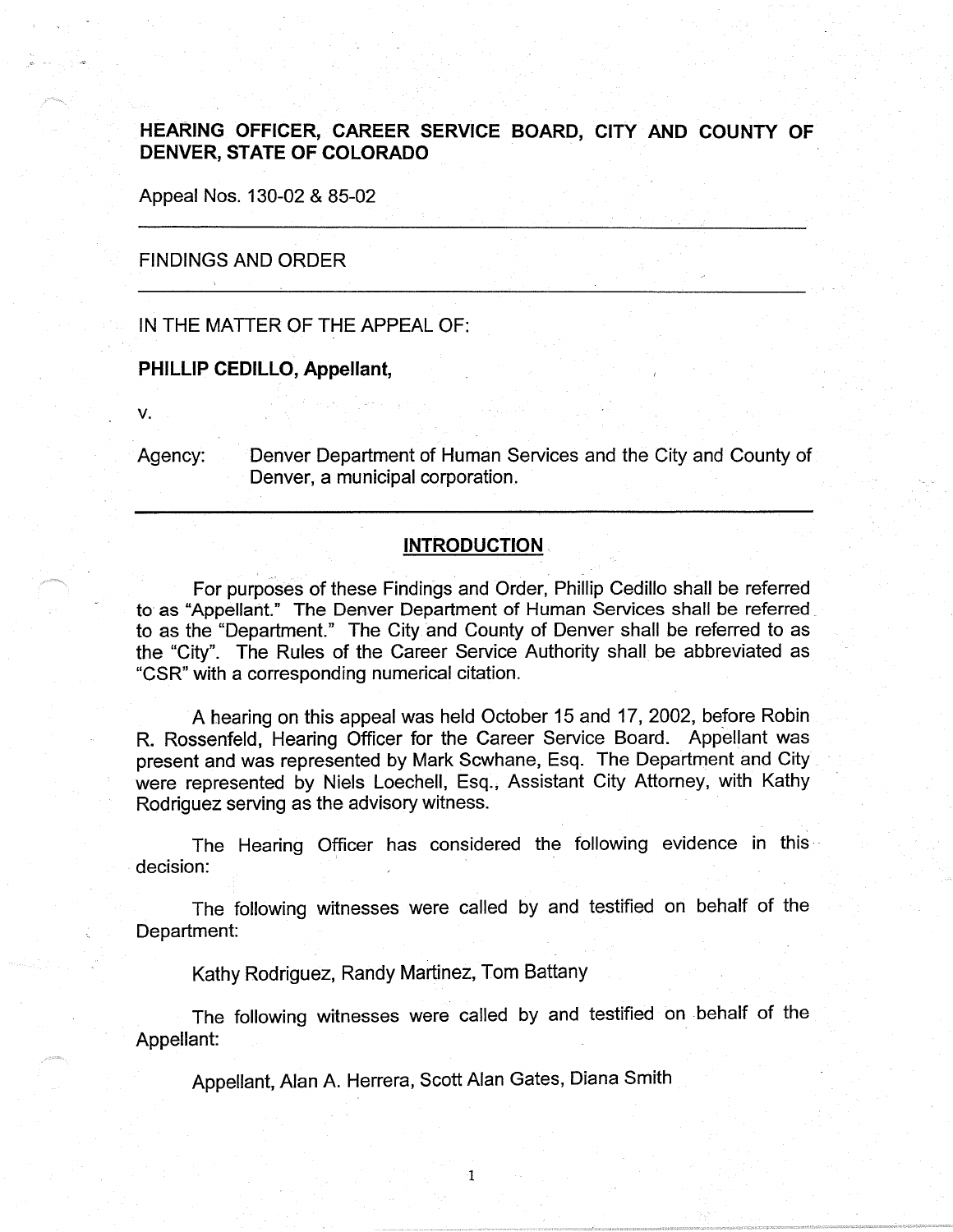# HEARING OFFICER, CAREER SERVICE BOARD, CITY AND COUNTY OF DENVER, STATE OF COLORADO

Appeal Nos. 130-02 & 85-02

---

FINDINGS AND ORDER

---

IN THE MATTER OF THE APPEAL OF:

**PHILLIP CEDILLO, Appellant,**

v.

Agency: Denver Department of Human Services and the City and County of Denver, a municipal corporation.

---

## INTRODUCTION

For purposes of these Findings and Order, Phillip Cedillo shall be referred to as "Appellant." The Denver Department of Human Services shall be referred to as the "Department." The City and County of Denver shall be referred to as the "City". The Rules of the Career Service Authority shall be abbreviated as "CSR" with a corresponding numerical citation.

A hearing on this appeal was held October 15 and 17, 2002, before Robin R. Rossenfeld, Hearing Officer for the Career Service Board. Appellant was present and was represented by Mark Scwhane, Esq. The Department and City were represented by Niels Loechell, Esq., Assistant City Attorney, with Kathy Rodriguez serving as the advisory witness.

The Hearing Officer has considered the following evidence in this decision:

The following witnesses were called by and testified on behalf of the Department:

Kathy Rodriguez, Randy Martinez, Tom Battany

The following witnesses were called by and testified on behalf of the Appellant:

Appellant, Alan A. Herrera, Scott Alan Gates, Diana Smith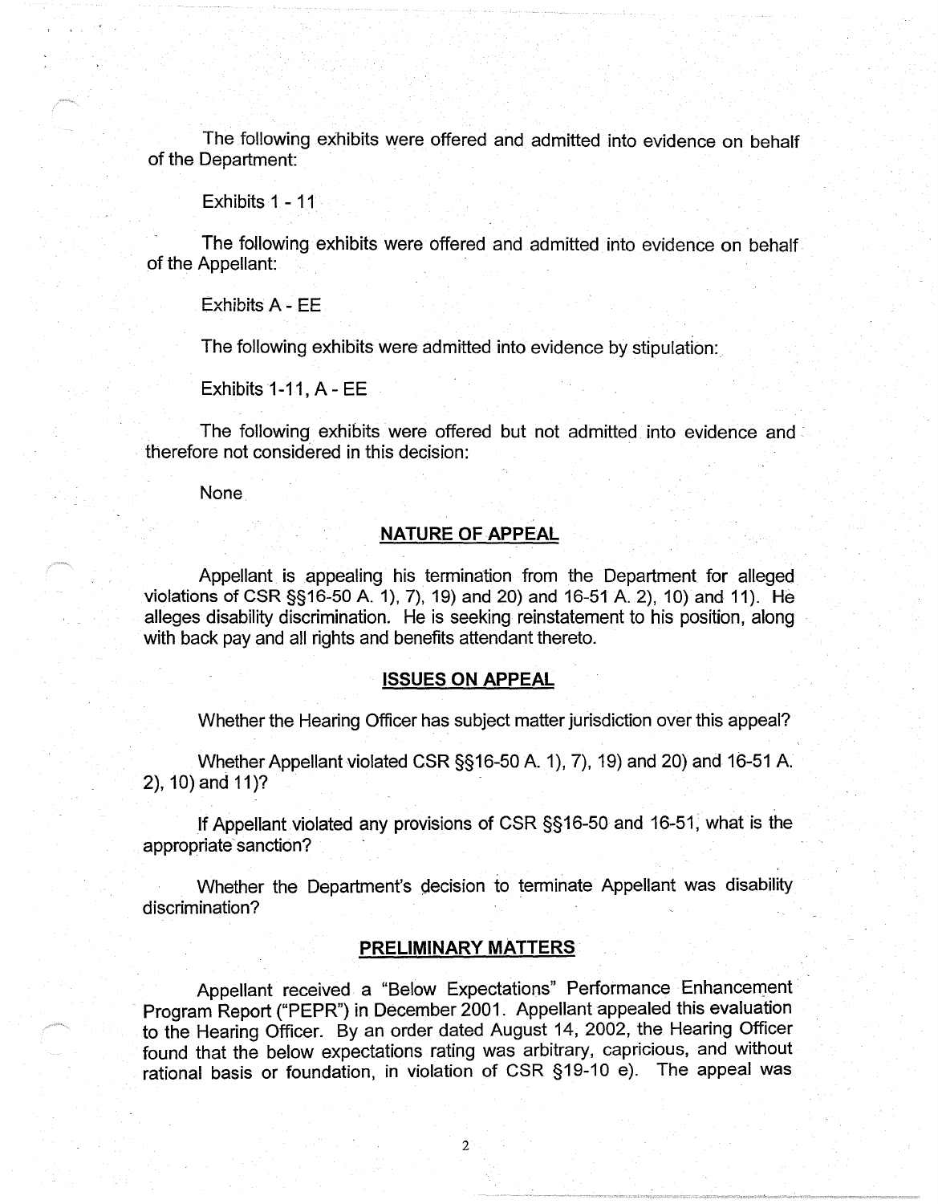The following exhibits were offered and admitted into evidence on behalf of the Department:

Exhibits 1 - 11

The following exhibits were offered and admitted into evidence on behalf of the Appellant:

Exhibits A - EE

The following exhibits were admitted into evidence by stipulation:

Exhibits 1-11, A - EE

The following exhibits were offered but not admitted into evidence and therefore not considered in this decision:

None

## NATURE OF APPEAL

Appellant is appealing his termination from the Department for alleged violations of CSR §§16-50 A. 1), 7), 19) and 20) and 16-51 A. 2), 10) and 11). He alleges disability discrimination. He is seeking reinstatement to his position, along with back pay and all rights and benefits attendant thereto.

## ISSUES ON APPEAL

Whether the Hearing Officer has subject matter jurisdiction over this appeal?

Whether Appellant violated CSR §§16-50 A. 1), 7), 19) and 20) and 16-51 A. 2), 10) and 11)?

If Appellant violated any provisions of CSR §§16-50 and 16-51, what is the appropriate sanction?

Whether the Department's decision to terminate Appellant was disability discrimination?

## PRELIMINARY MATTERS

Appellant received a "Below Expectations" Performance Enhancement Program Report ("PEPR") in December 2001. Appellant appealed this evaluation to the Hearing Officer. By an order dated August 14, 2002, the Hearing Officer found that the below expectations rating was arbitrary, capricious, and without rational basis or foundation, in violation of CSR §19-10 e). The appeal was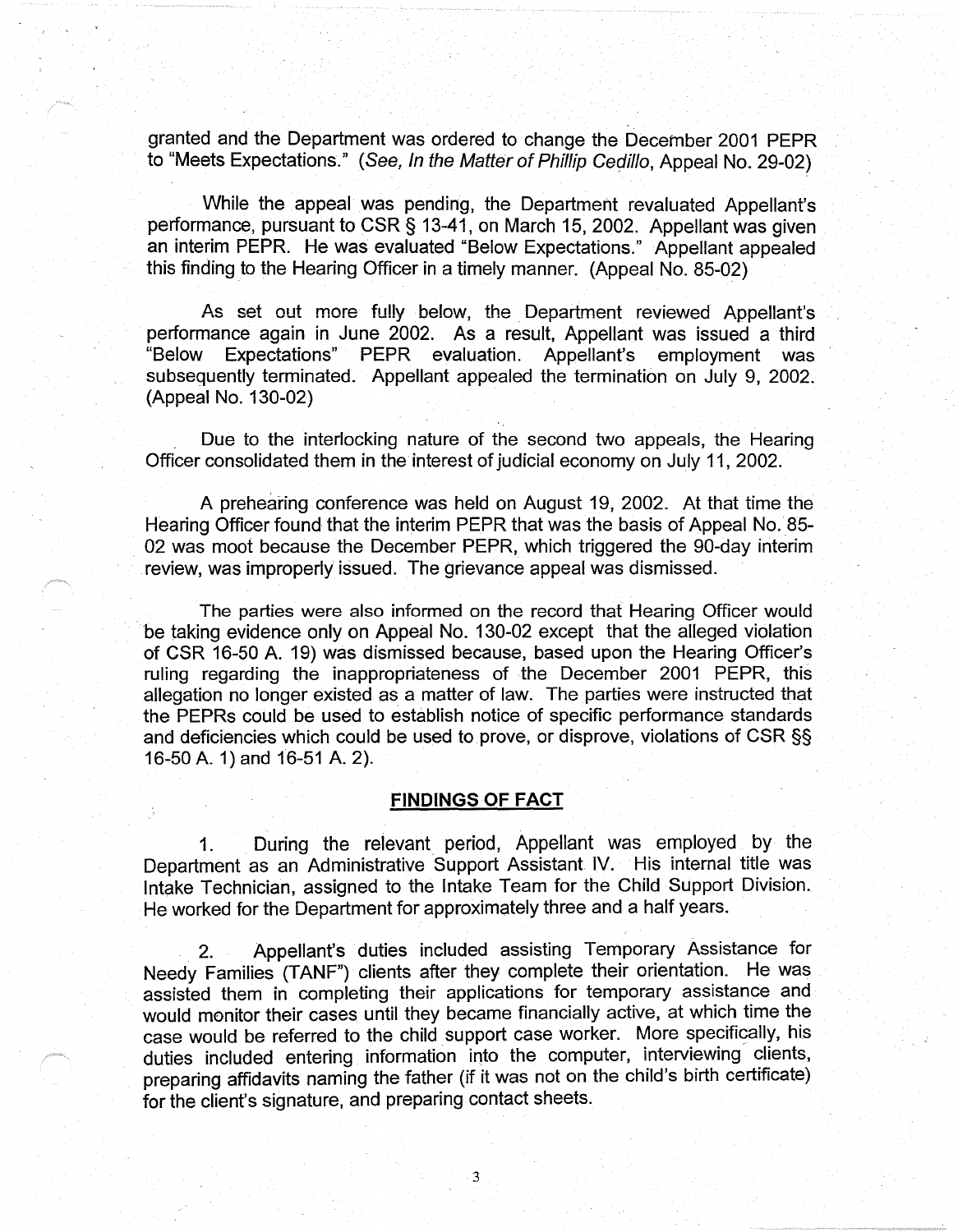granted and the Department was ordered to change the December 2001 PEPR to "Meets Expectations." (*See, In the Matter of Phillip Cedillo*, Appeal No. 29-02)

While the appeal was pending, the Department revaluated Appellant's performance, pursuant to CSR § 13-41, on March 15, 2002. Appellant was given an interim PEPR. He was evaluated "Below Expectations." Appellant appealed this finding to the Hearing Officer in a timely manner. (Appeal No. 85-02)

As set out more fully below, the Department reviewed Appellant's performance again in June 2002. As a result, Appellant was issued a third "Below Expectations" PEPR evaluation. Appellant's employment was subsequently terminated. Appellant appealed the termination on July 9, 2002. (Appeal No. 130-02)

Due to the interlocking nature of the second two appeals, the Hearing Officer consolidated them in the interest of judicial economy on July 11, 2002.

A prehearing conference was held on August 19, 2002. At that time the Hearing Officer found that the interim PEPR that was the basis of Appeal No. 85-02 was moot because the December PEPR, which triggered the 90-day interim review, was improperly issued. The grievance appeal was dismissed.

The parties were also informed on the record that Hearing Officer would be taking evidence only on Appeal No. 130-02 except that the alleged violation of CSR 16-50 A. 19) was dismissed because, based upon the Hearing Officer's ruling regarding the inappropriateness of the December 2001 PEPR, this allegation no longer existed as a matter of law. The parties were instructed that the PEPRs could be used to establish notice of specific performance standards and deficiencies which could be used to prove, or disprove, violations of CSR §§ 16-50 A. 1) and 16-51 A. 2).

## FINDINGS OF FACT

1. During the relevant period, Appellant was employed by the Department as an Administrative Support Assistant IV. His internal title was Intake Technician, assigned to the Intake Team for the Child Support Division. He worked for the Department for approximately three and a half years.

2. Appellant's duties included assisting Temporary Assistance for Needy Families (TANF") clients after they complete their orientation. He was assisted them in completing their applications for temporary assistance and would monitor their cases until they became financially active, at which time the case would be referred to the child support case worker. More specifically, his duties included entering information into the computer, interviewing clients, preparing affidavits naming the father (if it was not on the child's birth certificate) for the client's signature, and preparing contact sheets.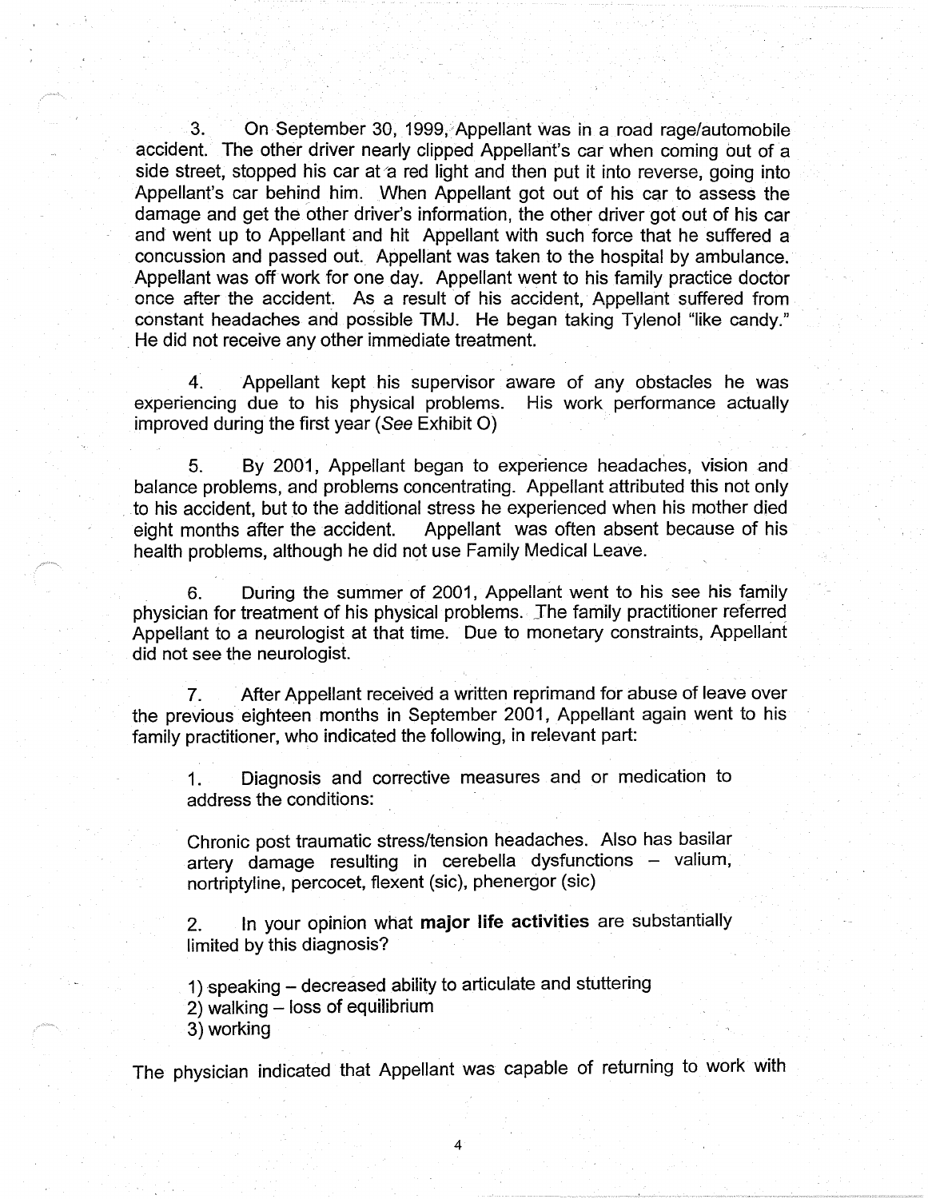3. On September 30, 1999, Appellant was in a road rage/automobile accident. The other driver nearly clipped Appellant's car when coming out of a side street, stopped his car at a red light and then put it into reverse, going into Appellant's car behind him. When Appellant got out of his car to assess the damage and get the other driver's information, the other driver got out of his car and went up to Appellant and hit Appellant with such force that he suffered a concussion and passed out. Appellant was taken to the hospital by ambulance. Appellant was off work for one day. Appellant went to his family practice doctor once after the accident. As a result of his accident, Appellant suffered from constant headaches and possible TMJ. He began taking Tylenol "like candy." He did not receive any other immediate treatment.

4. Appellant kept his supervisor aware of any obstacles he was experiencing due to his physical problems. His work performance actually improved during the first year (*See* Exhibit O)

5. By 2001, Appellant began to experience headaches, vision and balance problems, and problems concentrating. Appellant attributed this not only to his accident, but to the additional stress he experienced when his mother died eight months after the accident. Appellant was often absent because of his health problems, although he did not use Family Medical Leave.

6. During the summer of 2001, Appellant went to his see his family physician for treatment of his physical problems. The family practitioner referred Appellant to a neurologist at that time. Due to monetary constraints, Appellant did not see the neurologist.

7. After Appellant received a written reprimand for abuse of leave over the previous eighteen months in September 2001, Appellant again went to his family practitioner, who indicated the following, in relevant part:

> 1. Diagnosis and corrective measures and or medication to address the conditions:
>
> Chronic post traumatic stress/tension headaches. Also has basilar artery damage resulting in cerebella dysfunctions – valium, nortriptyline, percocet, flexent (sic), phenergor (sic)
>
> 2. In your opinion what **major life activities** are substantially limited by this diagnosis?
>
> 1) speaking – decreased ability to articulate and stuttering
> 2) walking – loss of equilibrium
> 3) working

The physician indicated that Appellant was capable of returning to work with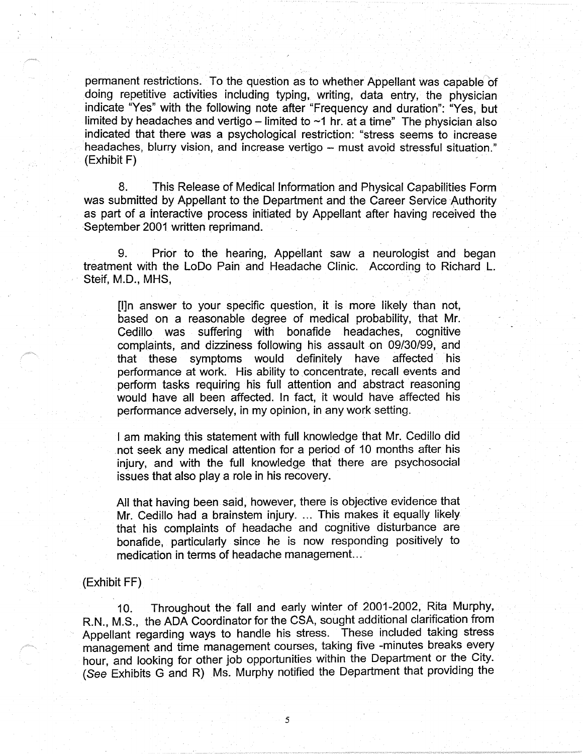permanent restrictions. To the question as to whether Appellant was capable of doing repetitive activities including typing, writing, data entry, the physician indicate "Yes" with the following note after "Frequency and duration": "Yes, but limited by headaches and vertigo – limited to ~1 hr. at a time" The physician also indicated that there was a psychological restriction: "stress seems to increase headaches, blurry vision, and increase vertigo – must avoid stressful situation." (Exhibit F)

8. This Release of Medical Information and Physical Capabilities Form was submitted by Appellant to the Department and the Career Service Authority as part of a interactive process initiated by Appellant after having received the September 2001 written reprimand.

9. Prior to the hearing, Appellant saw a neurologist and began treatment with the LoDo Pain and Headache Clinic. According to Richard L. Steif, M.D., MHS,

> [I]n answer to your specific question, it is more likely than not, based on a reasonable degree of medical probability, that Mr. Cedillo was suffering with bonafide headaches, cognitive complaints, and dizziness following his assault on 09/30/99, and that these symptoms would definitely have affected his performance at work. His ability to concentrate, recall events and perform tasks requiring his full attention and abstract reasoning would have all been affected. In fact, it would have affected his performance adversely, in my opinion, in any work setting.
>
> I am making this statement with full knowledge that Mr. Cedillo did not seek any medical attention for a period of 10 months after his injury, and with the full knowledge that there are psychosocial issues that also play a role in his recovery.
>
> All that having been said, however, there is objective evidence that Mr. Cedillo had a brainstem injury. ... This makes it equally likely that his complaints of headache and cognitive disturbance are bonafide, particularly since he is now responding positively to medication in terms of headache management...

(Exhibit FF)

10. Throughout the fall and early winter of 2001-2002, Rita Murphy, R.N., M.S., the ADA Coordinator for the CSA, sought additional clarification from Appellant regarding ways to handle his stress. These included taking stress management and time management courses, taking five -minutes breaks every hour, and looking for other job opportunities within the Department or the City. (*See* Exhibits G and R) Ms. Murphy notified the Department that providing the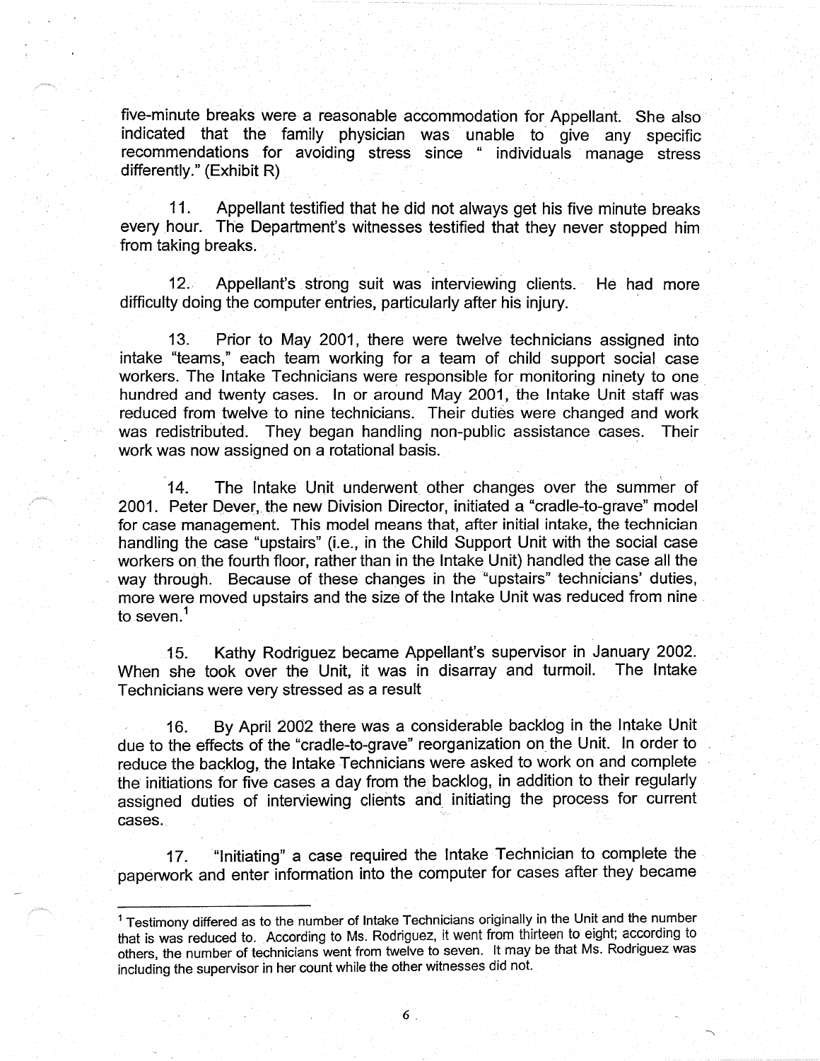five-minute breaks were a reasonable accommodation for Appellant. She also indicated that the family physician was unable to give any specific recommendations for avoiding stress since " individuals manage stress differently." (Exhibit R)

11. Appellant testified that he did not always get his five minute breaks every hour. The Department's witnesses testified that they never stopped him from taking breaks.

12. Appellant's strong suit was interviewing clients. He had more difficulty doing the computer entries, particularly after his injury.

13. Prior to May 2001, there were twelve technicians assigned into intake "teams," each team working for a team of child support social case workers. The Intake Technicians were responsible for monitoring ninety to one hundred and twenty cases. In or around May 2001, the Intake Unit staff was reduced from twelve to nine technicians. Their duties were changed and work was redistributed. They began handling non-public assistance cases. Their work was now assigned on a rotational basis.

14. The Intake Unit underwent other changes over the summer of 2001. Peter Dever, the new Division Director, initiated a "cradle-to-grave" model for case management. This model means that, after initial intake, the technician handling the case "upstairs" (i.e., in the Child Support Unit with the social case workers on the fourth floor, rather than in the Intake Unit) handled the case all the way through. Because of these changes in the "upstairs" technicians' duties, more were moved upstairs and the size of the Intake Unit was reduced from nine to seven.[1]

15. Kathy Rodriguez became Appellant's supervisor in January 2002. When she took over the Unit, it was in disarray and turmoil. The Intake Technicians were very stressed as a result

16. By April 2002 there was a considerable backlog in the Intake Unit due to the effects of the "cradle-to-grave" reorganization on the Unit. In order to reduce the backlog, the Intake Technicians were asked to work on and complete the initiations for five cases a day from the backlog, in addition to their regularly assigned duties of interviewing clients and initiating the process for current cases.

17. "Initiating" a case required the Intake Technician to complete the paperwork and enter information into the computer for cases after they became

---

[1] Testimony differed as to the number of Intake Technicians originally in the Unit and the number that is was reduced to. According to Ms. Rodriguez, it went from thirteen to eight; according to others, the number of technicians went from twelve to seven. It may be that Ms. Rodriguez was including the supervisor in her count while the other witnesses did not.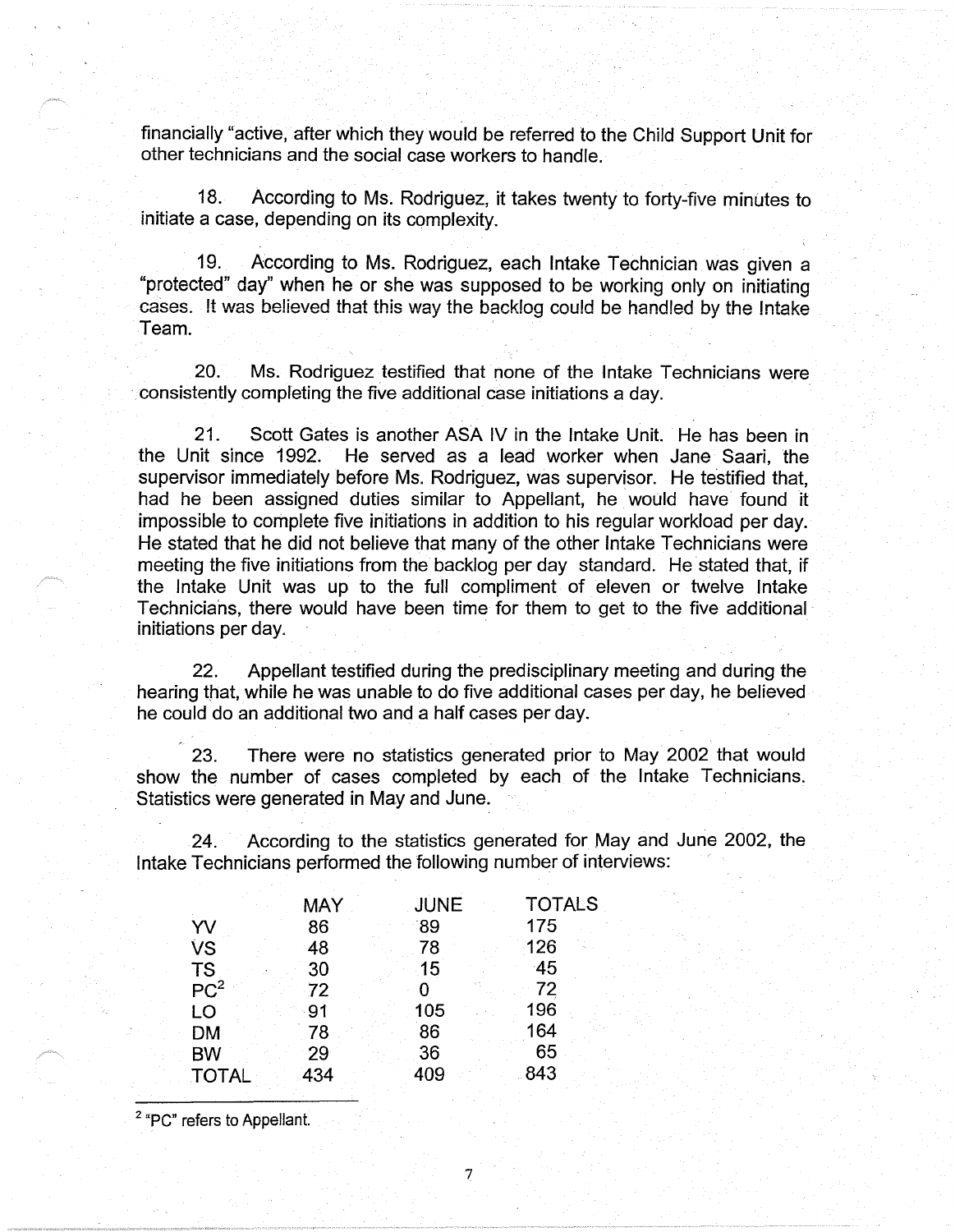financially "active, after which they would be referred to the Child Support Unit for other technicians and the social case workers to handle.

18. According to Ms. Rodriguez, it takes twenty to forty-five minutes to initiate a case, depending on its complexity.

19. According to Ms. Rodriguez, each Intake Technician was given a "protected" day" when he or she was supposed to be working only on initiating cases. It was believed that this way the backlog could be handled by the Intake Team.

20. Ms. Rodriguez testified that none of the Intake Technicians were consistently completing the five additional case initiations a day.

21. Scott Gates is another ASA IV in the Intake Unit. He has been in the Unit since 1992. He served as a lead worker when Jane Saari, the supervisor immediately before Ms. Rodriguez, was supervisor. He testified that, had he been assigned duties similar to Appellant, he would have found it impossible to complete five initiations in addition to his regular workload per day. He stated that he did not believe that many of the other Intake Technicians were meeting the five initiations from the backlog per day standard. He stated that, if the Intake Unit was up to the full compliment of eleven or twelve Intake Technicians, there would have been time for them to get to the five additional initiations per day.

22. Appellant testified during the predisciplinary meeting and during the hearing that, while he was unable to do five additional cases per day, he believed he could do an additional two and a half cases per day.

23. There were no statistics generated prior to May 2002 that would show the number of cases completed by each of the Intake Technicians. Statistics were generated in May and June.

24. According to the statistics generated for May and June 2002, the Intake Technicians performed the following number of interviews:

| | MAY | JUNE | TOTALS |
|---|---|---|---|
| YV | 86 | 89 | 175 |
| VS | 48 | 78 | 126 |
| TS | 30 | 15 | 45 |
| PC[2] | 72 | 0 | 72 |
| LO | 91 | 105 | 196 |
| DM | 78 | 86 | 164 |
| BW | 29 | 36 | 65 |
| TOTAL | 434 | 409 | 843 |

[2] "PC" refers to Appellant.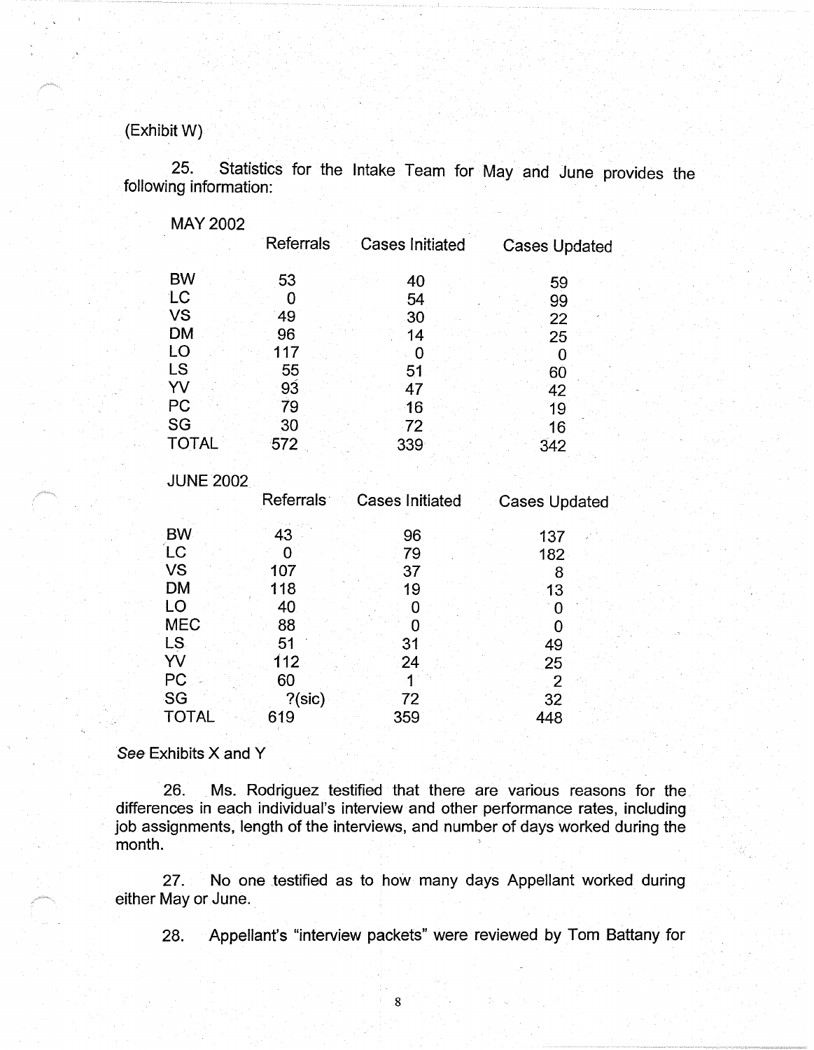(Exhibit W)

25. Statistics for the Intake Team for May and June provides the following information:

MAY 2002

| | Referrals | Cases Initiated | Cases Updated |
|---|---|---|---|
| BW | 53 | 40 | 59 |
| LC | 0 | 54 | 99 |
| VS | 49 | 30 | 22 |
| DM | 96 | 14 | 25 |
| LO | 117 | 0 | 0 |
| LS | 55 | 51 | 60 |
| YV | 93 | 47 | 42 |
| PC | 79 | 16 | 19 |
| SG | 30 | 72 | 16 |
| TOTAL | 572 | 339 | 342 |

JUNE 2002

| | Referrals | Cases Initiated | Cases Updated |
|---|---|---|---|
| BW | 43 | 96 | 137 |
| LC | 0 | 79 | 182 |
| VS | 107 | 37 | 8 |
| DM | 118 | 19 | 13 |
| LO | 40 | 0 | 0 |
| MEC | 88 | 0 | 0 |
| LS | 51 | 31 | 49 |
| YV | 112 | 24 | 25 |
| PC | 60 | 1 | 2 |
| SG | ?(sic) | 72 | 32 |
| TOTAL | 619 | 359 | 448 |

*See* Exhibits X and Y

26. Ms. Rodriguez testified that there are various reasons for the differences in each individual's interview and other performance rates, including job assignments, length of the interviews, and number of days worked during the month.

27. No one testified as to how many days Appellant worked during either May or June.

28. Appellant's "interview packets" were reviewed by Tom Battany for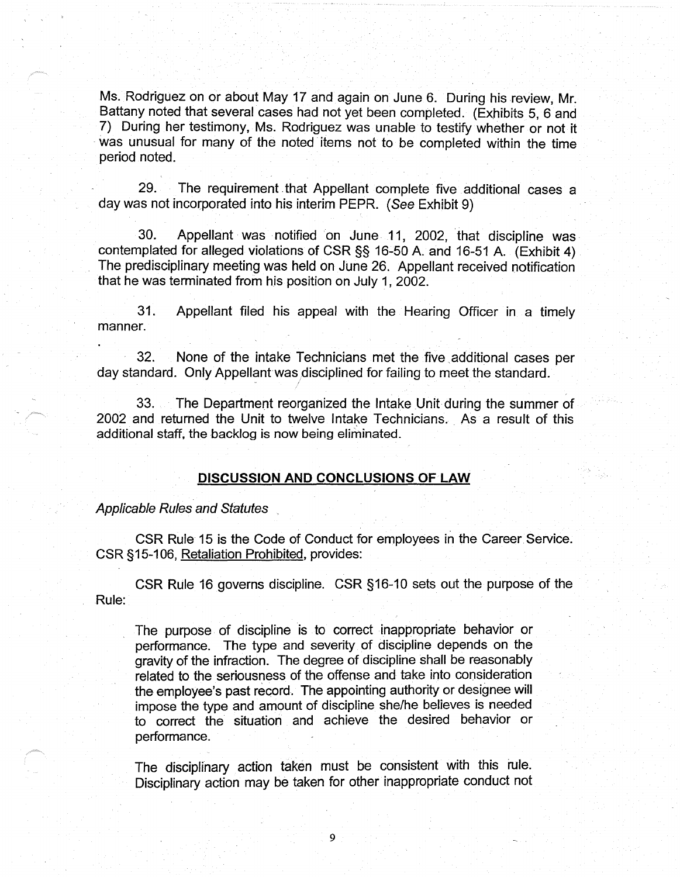Ms. Rodriguez on or about May 17 and again on June 6. During his review, Mr. Battany noted that several cases had not yet been completed. (Exhibits 5, 6 and 7) During her testimony, Ms. Rodriguez was unable to testify whether or not it was unusual for many of the noted items not to be completed within the time period noted.

29. The requirement that Appellant complete five additional cases a day was not incorporated into his interim PEPR. (*See* Exhibit 9)

30. Appellant was notified on June 11, 2002, that discipline was contemplated for alleged violations of CSR §§ 16-50 A. and 16-51 A. (Exhibit 4) The predisciplinary meeting was held on June 26. Appellant received notification that he was terminated from his position on July 1, 2002.

31. Appellant filed his appeal with the Hearing Officer in a timely manner.

32. None of the intake Technicians met the five additional cases per day standard. Only Appellant was disciplined for failing to meet the standard.

33. The Department reorganized the Intake Unit during the summer of 2002 and returned the Unit to twelve Intake Technicians. As a result of this additional staff, the backlog is now being eliminated.

## DISCUSSION AND CONCLUSIONS OF LAW

*Applicable Rules and Statutes*

CSR Rule 15 is the Code of Conduct for employees in the Career Service. CSR §15-106, Retaliation Prohibited, provides:

CSR Rule 16 governs discipline. CSR §16-10 sets out the purpose of the Rule:

> The purpose of discipline is to correct inappropriate behavior or performance. The type and severity of discipline depends on the gravity of the infraction. The degree of discipline shall be reasonably related to the seriousness of the offense and take into consideration the employee's past record. The appointing authority or designee will impose the type and amount of discipline she/he believes is needed to correct the situation and achieve the desired behavior or performance.
>
> The disciplinary action taken must be consistent with this rule. Disciplinary action may be taken for other inappropriate conduct not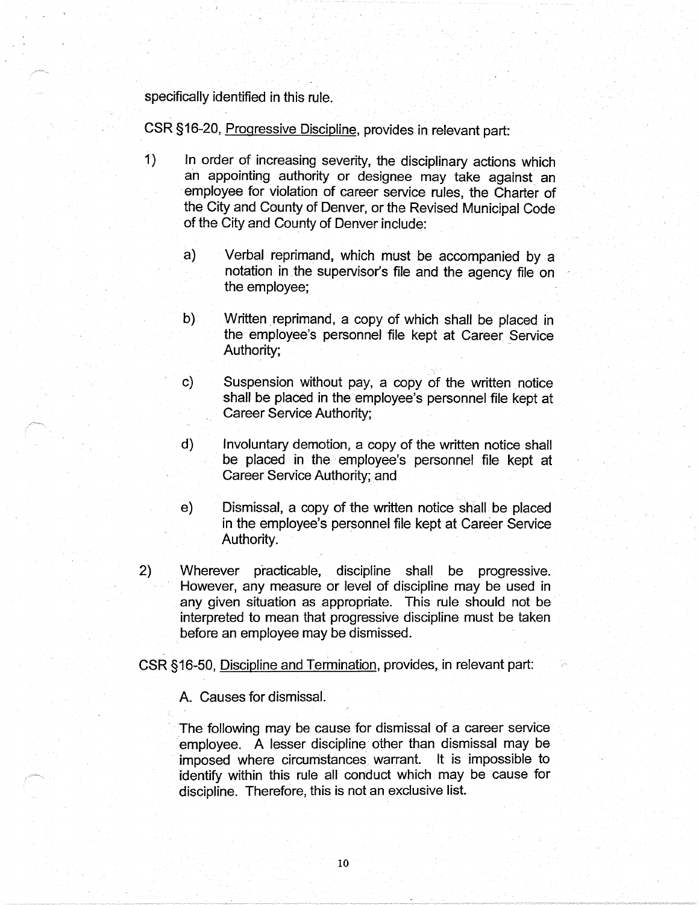specifically identified in this rule.

CSR §16-20, Progressive Discipline, provides in relevant part:

1) In order of increasing severity, the disciplinary actions which an appointing authority or designee may take against an employee for violation of career service rules, the Charter of the City and County of Denver, or the Revised Municipal Code of the City and County of Denver include:

    a) Verbal reprimand, which must be accompanied by a notation in the supervisor's file and the agency file on the employee;

    b) Written reprimand, a copy of which shall be placed in the employee's personnel file kept at Career Service Authority;

    c) Suspension without pay, a copy of the written notice shall be placed in the employee's personnel file kept at Career Service Authority;

    d) Involuntary demotion, a copy of the written notice shall be placed in the employee's personnel file kept at Career Service Authority; and

    e) Dismissal, a copy of the written notice shall be placed in the employee's personnel file kept at Career Service Authority.

2) Wherever practicable, discipline shall be progressive. However, any measure or level of discipline may be used in any given situation as appropriate. This rule should not be interpreted to mean that progressive discipline must be taken before an employee may be dismissed.

CSR §16-50, Discipline and Termination, provides, in relevant part:

> A. Causes for dismissal.
>
> The following may be cause for dismissal of a career service employee. A lesser discipline other than dismissal may be imposed where circumstances warrant. It is impossible to identify within this rule all conduct which may be cause for discipline. Therefore, this is not an exclusive list.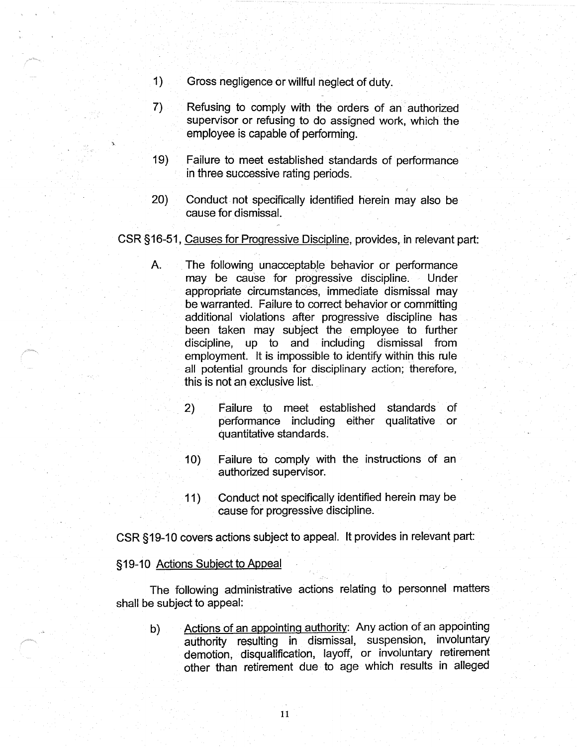1) Gross negligence or willful neglect of duty.

7) Refusing to comply with the orders of an authorized supervisor or refusing to do assigned work, which the employee is capable of performing.

19) Failure to meet established standards of performance in three successive rating periods.

20) Conduct not specifically identified herein may also be cause for dismissal.

CSR §16-51, Causes for Progressive Discipline, provides, in relevant part:

A. The following unacceptable behavior or performance may be cause for progressive discipline. Under appropriate circumstances, immediate dismissal may be warranted. Failure to correct behavior or committing additional violations after progressive discipline has been taken may subject the employee to further discipline, up to and including dismissal from employment. It is impossible to identify within this rule all potential grounds for disciplinary action; therefore, this is not an exclusive list.

2) Failure to meet established standards of performance including either qualitative or quantitative standards.

10) Failure to comply with the instructions of an authorized supervisor.

11) Conduct not specifically identified herein may be cause for progressive discipline.

CSR §19-10 covers actions subject to appeal. It provides in relevant part:

§19-10 Actions Subject to Appeal

The following administrative actions relating to personnel matters shall be subject to appeal:

b) Actions of an appointing authority: Any action of an appointing authority resulting in dismissal, suspension, involuntary demotion, disqualification, layoff, or involuntary retirement other than retirement due to age which results in alleged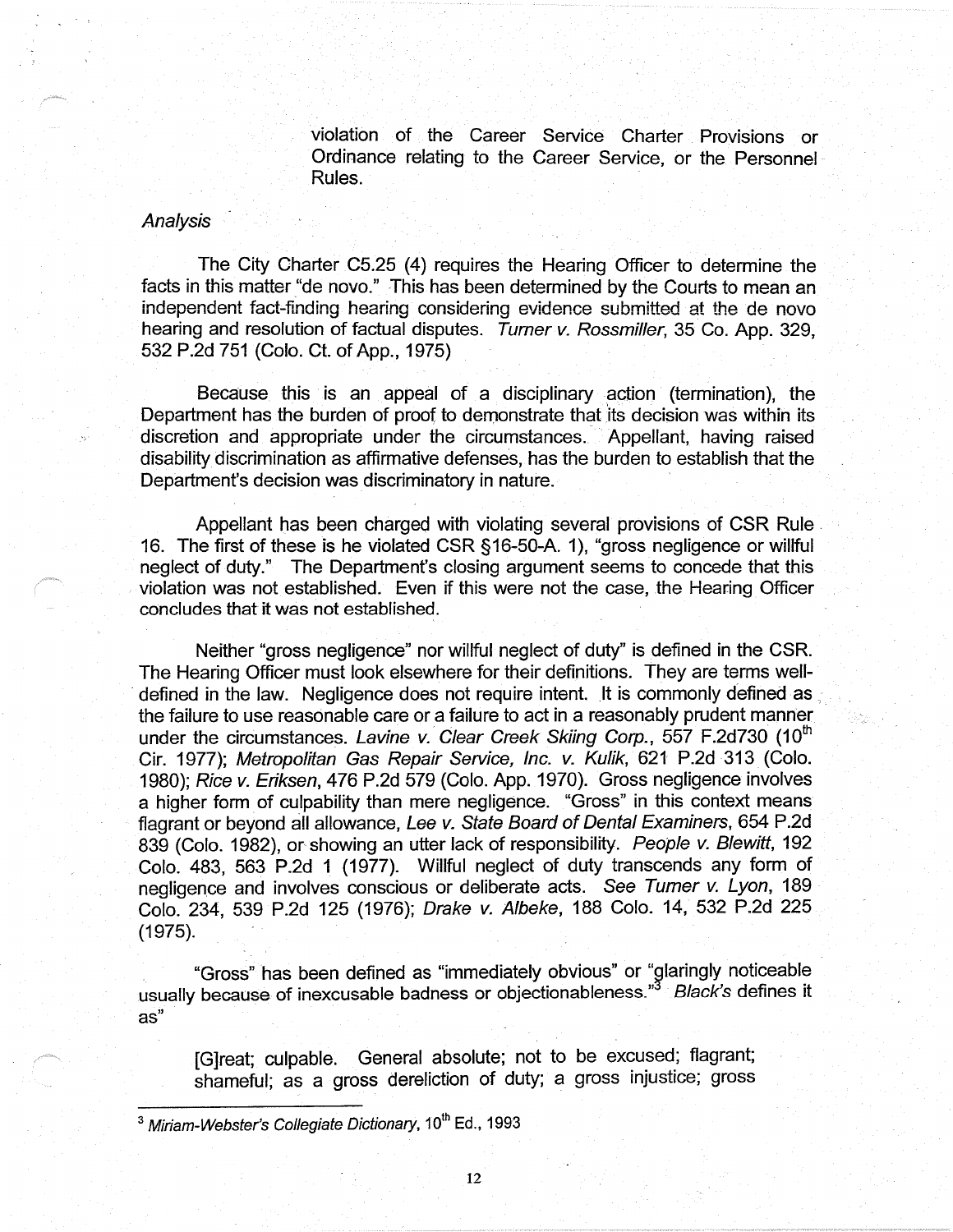violation of the Career Service Charter Provisions or Ordinance relating to the Career Service, or the Personnel Rules.

*Analysis*

The City Charter C5.25 (4) requires the Hearing Officer to determine the facts in this matter "de novo." This has been determined by the Courts to mean an independent fact-finding hearing considering evidence submitted at the de novo hearing and resolution of factual disputes. *Turner v. Rossmiller*, 35 Co. App. 329, 532 P.2d 751 (Colo. Ct. of App., 1975)

Because this is an appeal of a disciplinary action (termination), the Department has the burden of proof to demonstrate that its decision was within its discretion and appropriate under the circumstances. Appellant, having raised disability discrimination as affirmative defenses, has the burden to establish that the Department's decision was discriminatory in nature.

Appellant has been charged with violating several provisions of CSR Rule 16. The first of these is he violated CSR §16-50-A. 1), "gross negligence or willful neglect of duty." The Department's closing argument seems to concede that this violation was not established. Even if this were not the case, the Hearing Officer concludes that it was not established.

Neither "gross negligence" nor willful neglect of duty" is defined in the CSR. The Hearing Officer must look elsewhere for their definitions. They are terms well-defined in the law. Negligence does not require intent. It is commonly defined as the failure to use reasonable care or a failure to act in a reasonably prudent manner under the circumstances. *Lavine v. Clear Creek Skiing Corp.*, 557 F.2d730 (10th Cir. 1977); *Metropolitan Gas Repair Service, Inc. v. Kulik*, 621 P.2d 313 (Colo. 1980); *Rice v. Eriksen*, 476 P.2d 579 (Colo. App. 1970). Gross negligence involves a higher form of culpability than mere negligence. "Gross" in this context means flagrant or beyond all allowance, *Lee v. State Board of Dental Examiners*, 654 P.2d 839 (Colo. 1982), or showing an utter lack of responsibility. *People v. Blewitt*, 192 Colo. 483, 563 P.2d 1 (1977). Willful neglect of duty transcends any form of negligence and involves conscious or deliberate acts. *See Turner v. Lyon*, 189 Colo. 234, 539 P.2d 125 (1976); *Drake v. Albeke*, 188 Colo. 14, 532 P.2d 225 (1975).

"Gross" has been defined as "immediately obvious" or "glaringly noticeable usually because of inexcusable badness or objectionableness."[3] *Black's* defines it as"

> [G]reat; culpable. General absolute; not to be excused; flagrant; shameful; as a gross dereliction of duty; a gross injustice; gross

[3] *Miriam-Webster's Collegiate Dictionary*, 10th Ed., 1993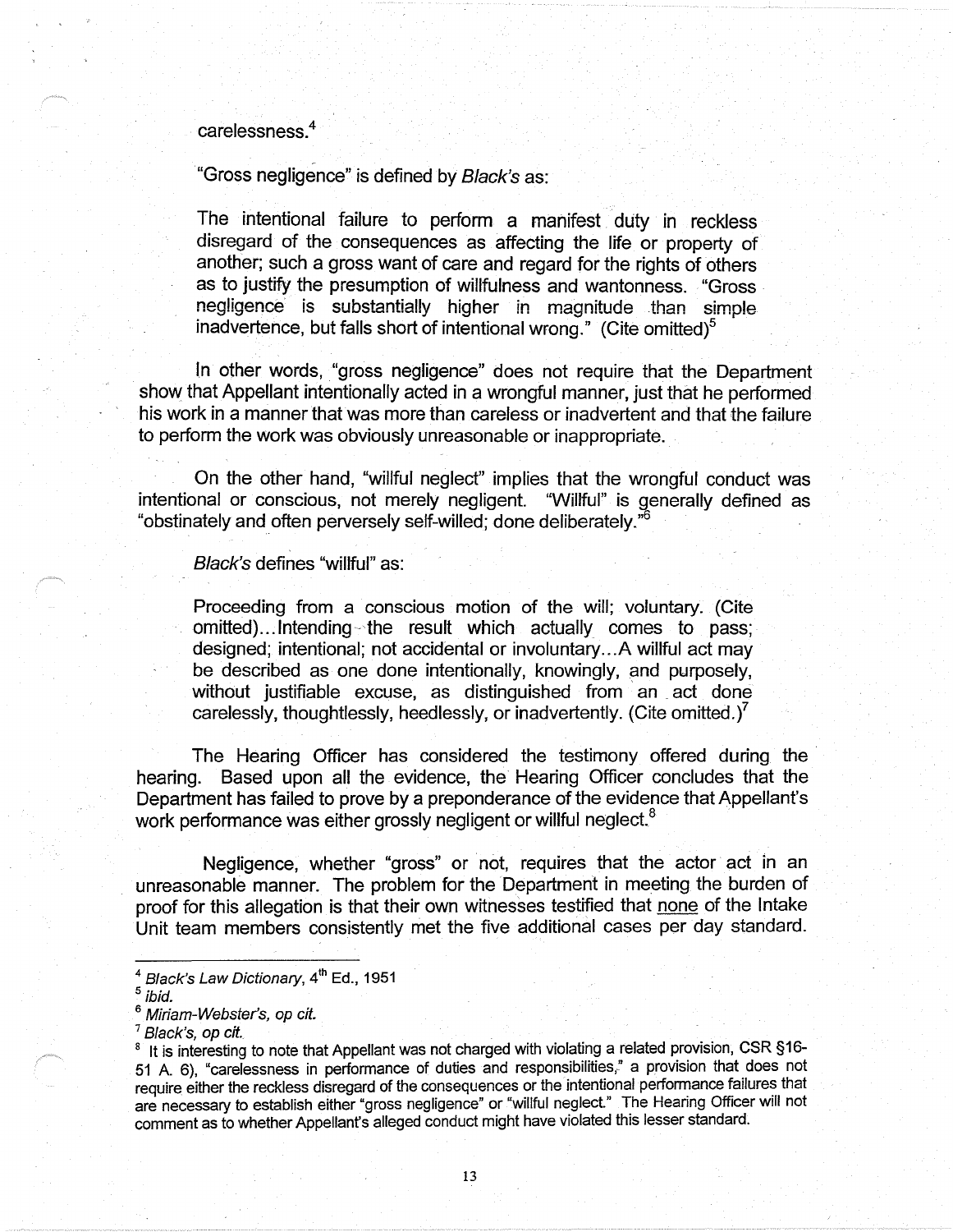carelessness.[4]

"Gross negligence" is defined by *Black's* as:

> The intentional failure to perform a manifest duty in reckless disregard of the consequences as affecting the life or property of another; such a gross want of care and regard for the rights of others as to justify the presumption of willfulness and wantonness. "Gross negligence is substantially higher in magnitude than simple inadvertence, but falls short of intentional wrong." (Cite omitted)[5]

In other words, "gross negligence" does not require that the Department show that Appellant intentionally acted in a wrongful manner, just that he performed his work in a manner that was more than careless or inadvertent and that the failure to perform the work was obviously unreasonable or inappropriate.

On the other hand, "willful neglect" implies that the wrongful conduct was intentional or conscious, not merely negligent. "Willful" is generally defined as "obstinately and often perversely self-willed; done deliberately."[6]

*Black's* defines "willful" as:

> Proceeding from a conscious motion of the will; voluntary. (Cite omitted)...Intending the result which actually comes to pass; designed; intentional; not accidental or involuntary...A willful act may be described as one done intentionally, knowingly, and purposely, without justifiable excuse, as distinguished from an act done carelessly, thoughtlessly, heedlessly, or inadvertently. (Cite omitted.)[7]

The Hearing Officer has considered the testimony offered during the hearing. Based upon all the evidence, the Hearing Officer concludes that the Department has failed to prove by a preponderance of the evidence that Appellant's work performance was either grossly negligent or willful neglect.[8]

Negligence, whether "gross" or not, requires that the actor act in an unreasonable manner. The problem for the Department in meeting the burden of proof for this allegation is that their own witnesses testified that <u>none</u> of the Intake Unit team members consistently met the five additional cases per day standard.

---

[4] *Black's Law Dictionary*, 4[th] Ed., 1951

[5] *ibid.*

[6] *Miriam-Webster's, op cit.*

[7] *Black's, op cit.*

[8] It is interesting to note that Appellant was not charged with violating a related provision, CSR §16-51 A. 6), "carelessness in performance of duties and responsibilities," a provision that does not require either the reckless disregard of the consequences or the intentional performance failures that are necessary to establish either "gross negligence" or "willful neglect." The Hearing Officer will not comment as to whether Appellant's alleged conduct might have violated this lesser standard.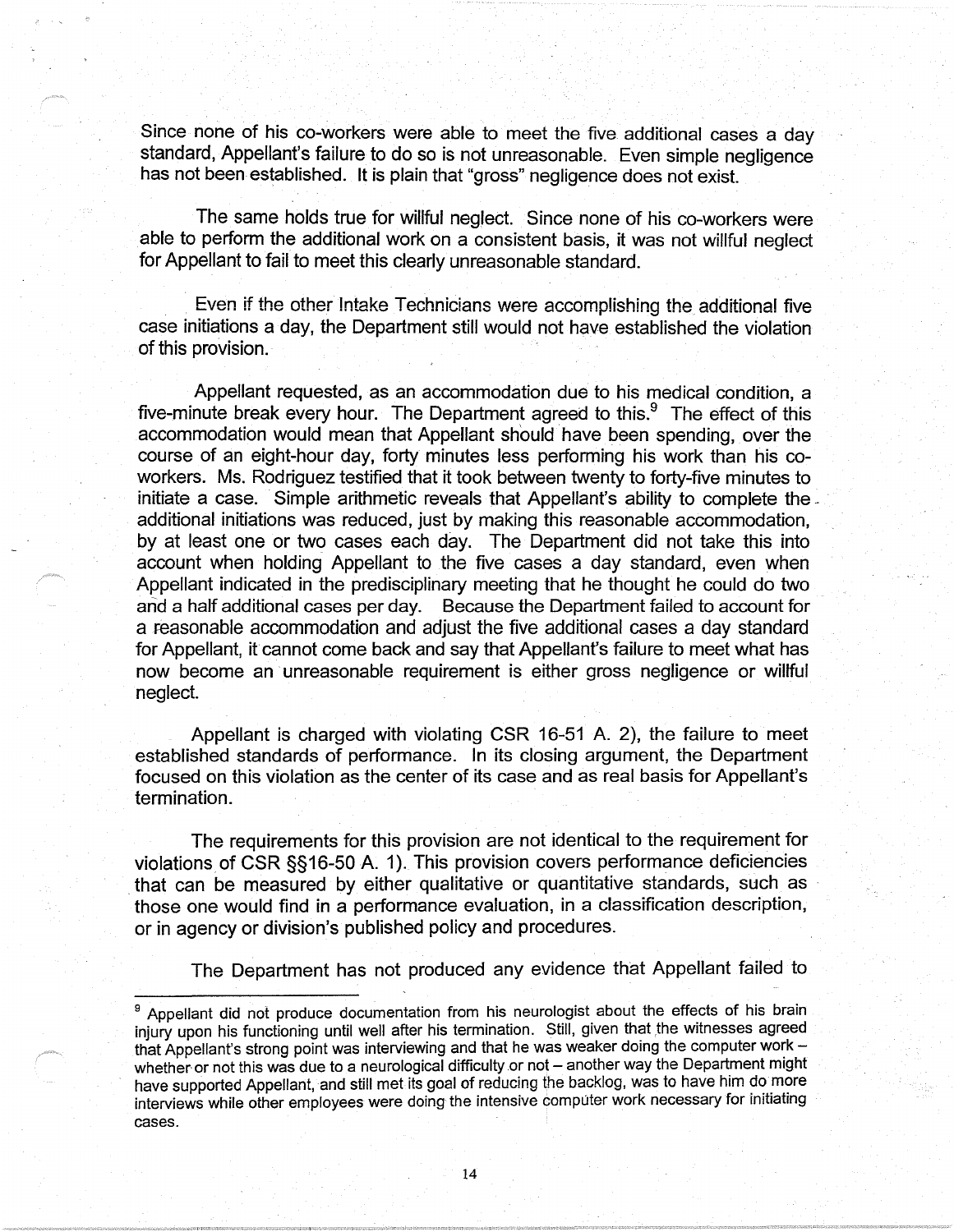Since none of his co-workers were able to meet the five additional cases a day standard, Appellant's failure to do so is not unreasonable. Even simple negligence has not been established. It is plain that "gross" negligence does not exist.

The same holds true for willful neglect. Since none of his co-workers were able to perform the additional work on a consistent basis, it was not willful neglect for Appellant to fail to meet this clearly unreasonable standard.

Even if the other Intake Technicians were accomplishing the additional five case initiations a day, the Department still would not have established the violation of this provision.

Appellant requested, as an accommodation due to his medical condition, a five-minute break every hour. The Department agreed to this.[9] The effect of this accommodation would mean that Appellant should have been spending, over the course of an eight-hour day, forty minutes less performing his work than his co-workers. Ms. Rodriguez testified that it took between twenty to forty-five minutes to initiate a case. Simple arithmetic reveals that Appellant's ability to complete the additional initiations was reduced, just by making this reasonable accommodation, by at least one or two cases each day. The Department did not take this into account when holding Appellant to the five cases a day standard, even when Appellant indicated in the predisciplinary meeting that he thought he could do two and a half additional cases per day. Because the Department failed to account for a reasonable accommodation and adjust the five additional cases a day standard for Appellant, it cannot come back and say that Appellant's failure to meet what has now become an unreasonable requirement is either gross negligence or willful neglect.

Appellant is charged with violating CSR 16-51 A. 2), the failure to meet established standards of performance. In its closing argument, the Department focused on this violation as the center of its case and as real basis for Appellant's termination.

The requirements for this provision are not identical to the requirement for violations of CSR §§16-50 A. 1). This provision covers performance deficiencies that can be measured by either qualitative or quantitative standards, such as those one would find in a performance evaluation, in a classification description, or in agency or division's published policy and procedures.

The Department has not produced any evidence that Appellant failed to

---

[9] Appellant did not produce documentation from his neurologist about the effects of his brain injury upon his functioning until well after his termination. Still, given that the witnesses agreed that Appellant's strong point was interviewing and that he was weaker doing the computer work – whether or not this was due to a neurological difficulty or not – another way the Department might have supported Appellant, and still met its goal of reducing the backlog, was to have him do more interviews while other employees were doing the intensive computer work necessary for initiating cases.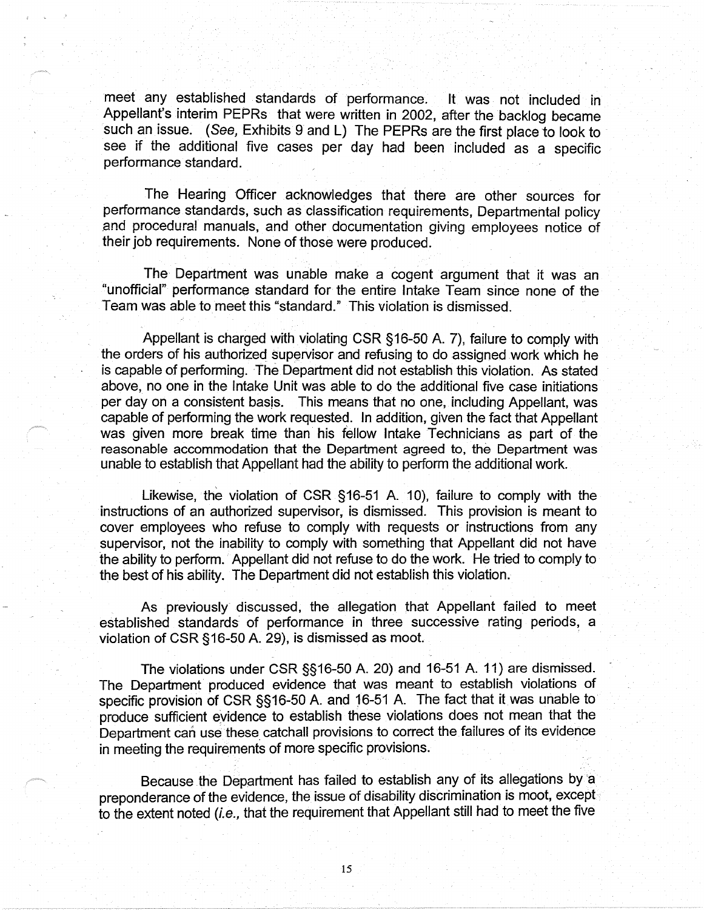meet any established standards of performance. It was not included in Appellant's interim PEPRs that were written in 2002, after the backlog became such an issue. (*See,* Exhibits 9 and L) The PEPRs are the first place to look to see if the additional five cases per day had been included as a specific performance standard.

The Hearing Officer acknowledges that there are other sources for performance standards, such as classification requirements, Departmental policy and procedural manuals, and other documentation giving employees notice of their job requirements. None of those were produced.

The Department was unable make a cogent argument that it was an "unofficial" performance standard for the entire Intake Team since none of the Team was able to meet this "standard." This violation is dismissed.

Appellant is charged with violating CSR §16-50 A. 7), failure to comply with the orders of his authorized supervisor and refusing to do assigned work which he is capable of performing. The Department did not establish this violation. As stated above, no one in the Intake Unit was able to do the additional five case initiations per day on a consistent basis. This means that no one, including Appellant, was capable of performing the work requested. In addition, given the fact that Appellant was given more break time than his fellow Intake Technicians as part of the reasonable accommodation that the Department agreed to, the Department was unable to establish that Appellant had the ability to perform the additional work.

Likewise, the violation of CSR §16-51 A. 10), failure to comply with the instructions of an authorized supervisor, is dismissed. This provision is meant to cover employees who refuse to comply with requests or instructions from any supervisor, not the inability to comply with something that Appellant did not have the ability to perform. Appellant did not refuse to do the work. He tried to comply to the best of his ability. The Department did not establish this violation.

As previously discussed, the allegation that Appellant failed to meet established standards of performance in three successive rating periods, a violation of CSR §16-50 A. 29), is dismissed as moot.

The violations under CSR §§16-50 A. 20) and 16-51 A. 11) are dismissed. The Department produced evidence that was meant to establish violations of specific provision of CSR §§16-50 A. and 16-51 A. The fact that it was unable to produce sufficient evidence to establish these violations does not mean that the Department can use these catchall provisions to correct the failures of its evidence in meeting the requirements of more specific provisions.

Because the Department has failed to establish any of its allegations by a preponderance of the evidence, the issue of disability discrimination is moot, except to the extent noted (*i.e.,* that the requirement that Appellant still had to meet the five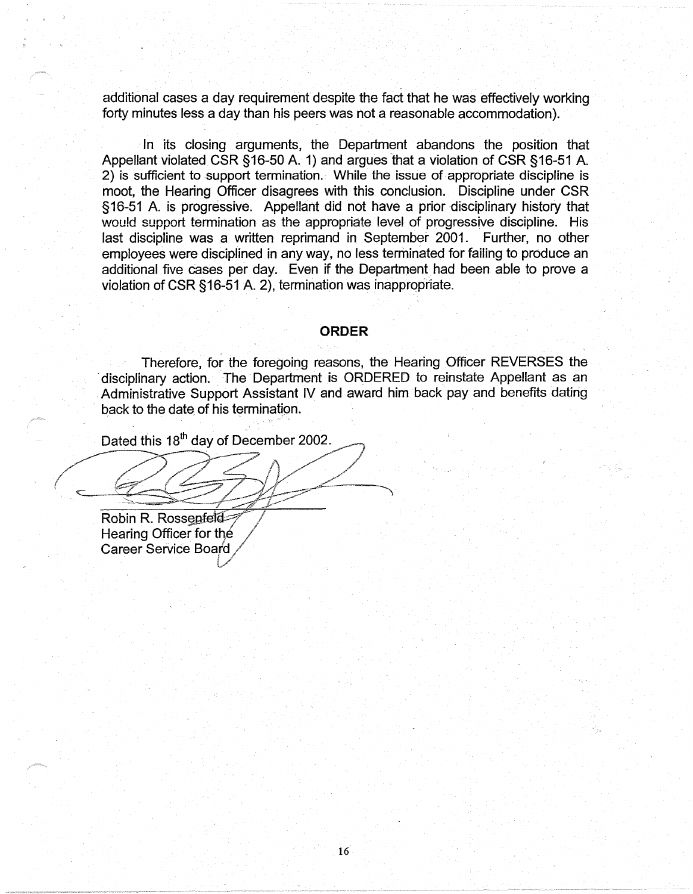additional cases a day requirement despite the fact that he was effectively working forty minutes less a day than his peers was not a reasonable accommodation).

In its closing arguments, the Department abandons the position that Appellant violated CSR §16-50 A. 1) and argues that a violation of CSR §16-51 A. 2) is sufficient to support termination. While the issue of appropriate discipline is moot, the Hearing Officer disagrees with this conclusion. Discipline under CSR §16-51 A. is progressive. Appellant did not have a prior disciplinary history that would support termination as the appropriate level of progressive discipline. His last discipline was a written reprimand in September 2001. Further, no other employees were disciplined in any way, no less terminated for failing to produce an additional five cases per day. Even if the Department had been able to prove a violation of CSR §16-51 A. 2), termination was inappropriate.

## ORDER

Therefore, for the foregoing reasons, the Hearing Officer REVERSES the disciplinary action. The Department is ORDERED to reinstate Appellant as an Administrative Support Assistant IV and award him back pay and benefits dating back to the date of his termination.

Dated this 18th day of December 2002.

Robin R. Rossenfeld
Hearing Officer for the
Career Service Board